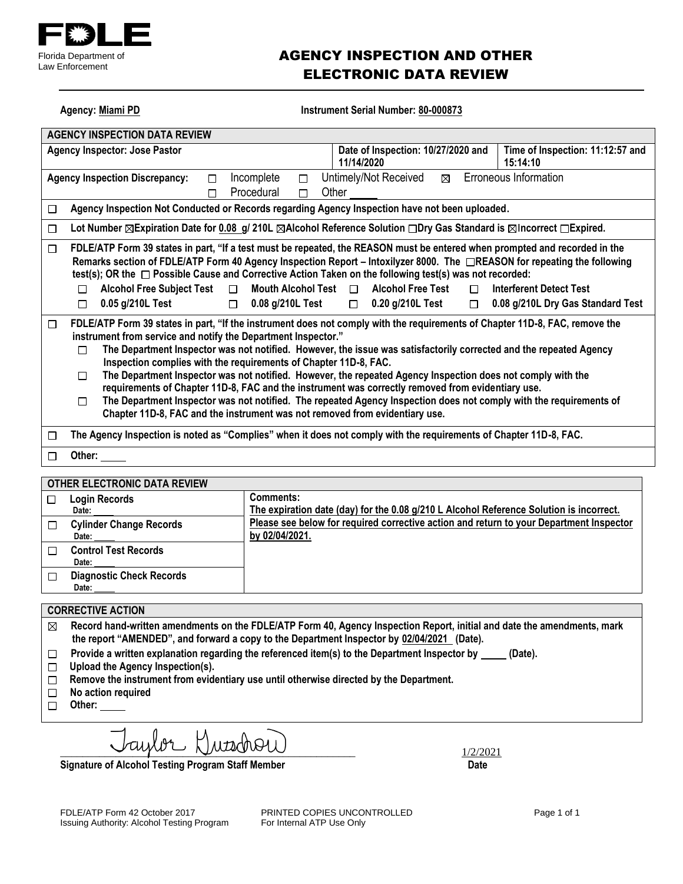**FDLE**
Florida Department of Law Enforcement

# AGENCY INSPECTION AND OTHER ELECTRONIC DATA REVIEW

**Agency:** Miami PD **Instrument Serial Number:** 80-000873

| AGENCY INSPECTION DATA REVIEW | | |
|---|---|---|
| **Agency Inspector:** Jose Pastor | **Date of Inspection:** 10/27/2020 and 11/14/2020 | **Time of Inspection:** 11:12:57 and 15:14:10 |

**Agency Inspection Discrepancy:** ☐ Incomplete ☐ Untimely/Not Received ☒ Erroneous Information ☐ Procedural ☐ Other ____

☐ Agency Inspection Not Conducted or Records regarding Agency Inspection have not been uploaded.

☐ Lot Number ☒Expiration Date for 0.08 g/ 210L ☒Alcohol Reference Solution ☐Dry Gas Standard is ☒Incorrect ☐Expired.

☐ FDLE/ATP Form 39 states in part, "If a test must be repeated, the REASON must be entered when prompted and recorded in the Remarks section of FDLE/ATP Form 40 Agency Inspection Report – Intoxilyzer 8000. The ☐REASON for repeating the following test(s); OR the ☐ Possible Cause and Corrective Action Taken on the following test(s) was not recorded:

- ☐ Alcohol Free Subject Test ☐ Mouth Alcohol Test ☐ Alcohol Free Test ☐ Interferent Detect Test
- ☐ 0.05 g/210L Test ☐ 0.08 g/210L Test ☐ 0.20 g/210L Test ☐ 0.08 g/210L Dry Gas Standard Test

☐ FDLE/ATP Form 39 states in part, "If the instrument does not comply with the requirements of Chapter 11D-8, FAC, remove the instrument from service and notify the Department Inspector."

- ☐ The Department Inspector was not notified. However, the issue was satisfactorily corrected and the repeated Agency Inspection complies with the requirements of Chapter 11D-8, FAC.
- ☐ The Department Inspector was not notified. However, the repeated Agency Inspection does not comply with the requirements of Chapter 11D-8, FAC and the instrument was correctly removed from evidentiary use.
- ☐ The Department Inspector was not notified. The repeated Agency Inspection does not comply with the requirements of Chapter 11D-8, FAC and the instrument was not removed from evidentiary use.

☐ The Agency Inspection is noted as "Complies" when it does not comply with the requirements of Chapter 11D-8, FAC.

☐ Other: ____

| OTHER ELECTRONIC DATA REVIEW | |
|---|---|
| ☐ **Login Records** Date: ____ | **Comments:** The expiration date (day) for the 0.08 g/210 L Alcohol Reference Solution is incorrect. Please see below for required corrective action and return to your Department Inspector by 02/04/2021. |
| ☐ **Cylinder Change Records** Date: ____ | |
| ☐ **Control Test Records** Date: ____ | |
| ☐ **Diagnostic Check Records** Date: ____ | |

**CORRECTIVE ACTION**

- ☒ Record hand-written amendments on the FDLE/ATP Form 40, Agency Inspection Report, initial and date the amendments, mark the report "AMENDED", and forward a copy to the Department Inspector by 02/04/2021 (Date).
- ☐ Provide a written explanation regarding the referenced item(s) to the Department Inspector by ____ (Date).
- ☐ Upload the Agency Inspection(s).
- ☐ Remove the instrument from evidentiary use until otherwise directed by the Department.
- ☐ No action required
- ☐ Other: ____

Taylor Gutschow 1/2/2021

**Signature of Alcohol Testing Program Staff Member** **Date**

FDLE/ATP Form 42 October 2017 PRINTED COPIES UNCONTROLLED
Issuing Authority: Alcohol Testing Program For Internal ATP Use Only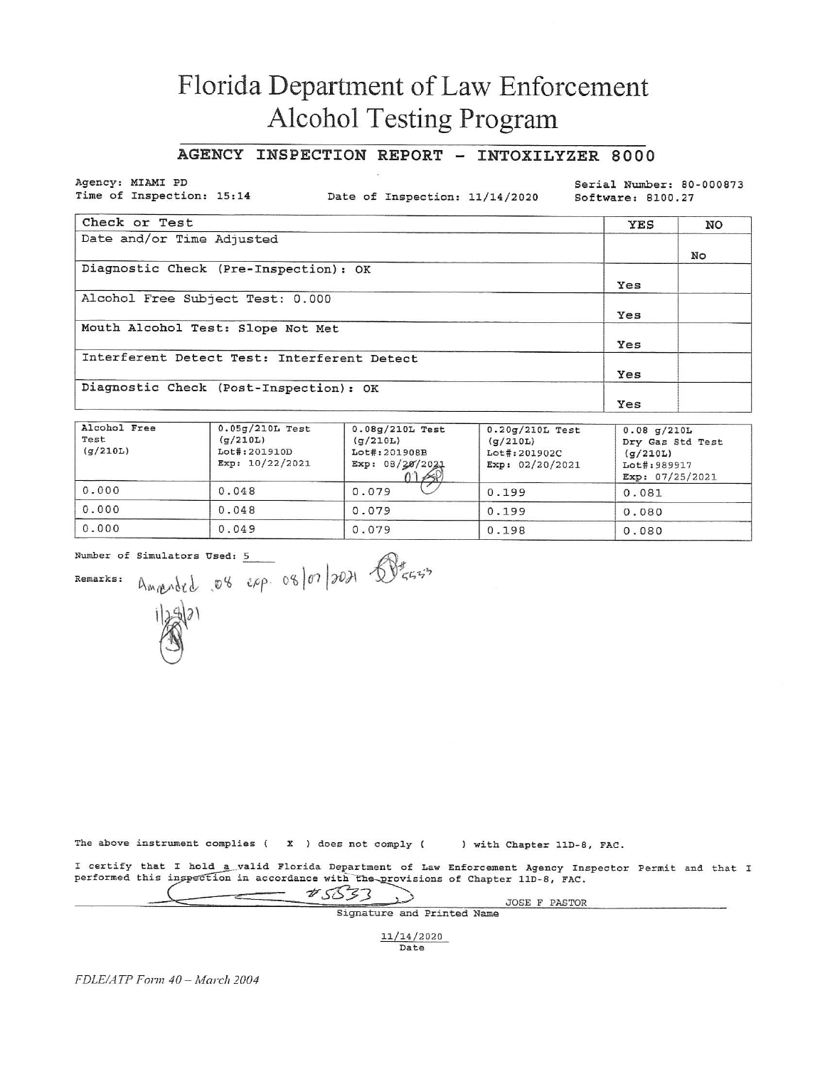# Florida Department of Law Enforcement
# Alcohol Testing Program

## AGENCY INSPECTION REPORT - INTOXILYZER 8000

Agency: MIAMI PD
Time of Inspection: 15:14
Date of Inspection: 11/14/2020
Serial Number: 80-000873
Software: 8100.27

| Check or Test | YES | NO |
|---|---|---|
| Date and/or Time Adjusted | | No |
| Diagnostic Check (Pre-Inspection): OK | Yes | |
| Alcohol Free Subject Test: 0.000 | Yes | |
| Mouth Alcohol Test: Slope Not Met | Yes | |
| Interferent Detect Test: Interferent Detect | Yes | |
| Diagnostic Check (Post-Inspection): OK | Yes | |

| Alcohol Free Test (g/210L) | 0.05g/210L Test (g/210L) Lot#:201910D Exp: 10/22/2021 | 0.08g/210L Test (g/210L) Lot#:201908B Exp: 08/~~20~~/2021 07 | 0.20g/210L Test (g/210L) Lot#:201902C Exp: 02/20/2021 | 0.08 g/210L Dry Gas Std Test (g/210L) Lot#:989917 Exp: 07/25/2021 |
|---|---|---|---|---|
| 0.000 | 0.048 | 0.079 | 0.199 | 0.081 |
| 0.000 | 0.048 | 0.079 | 0.199 | 0.080 |
| 0.000 | 0.049 | 0.079 | 0.198 | 0.080 |

Number of Simulators Used: 5

Remarks: Amended .08 exp. 08/07/2021 #5533
1/25/21

The above instrument complies ( X ) does not comply ( ) with Chapter 11D-8, FAC.

I certify that I hold a valid Florida Department of Law Enforcement Agency Inspector Permit and that I performed this inspection in accordance with the provisions of Chapter 11D-8, FAC.

#5533 JOSE F PASTOR
Signature and Printed Name

11/14/2020
Date

*FDLE/ATP Form 40 – March 2004*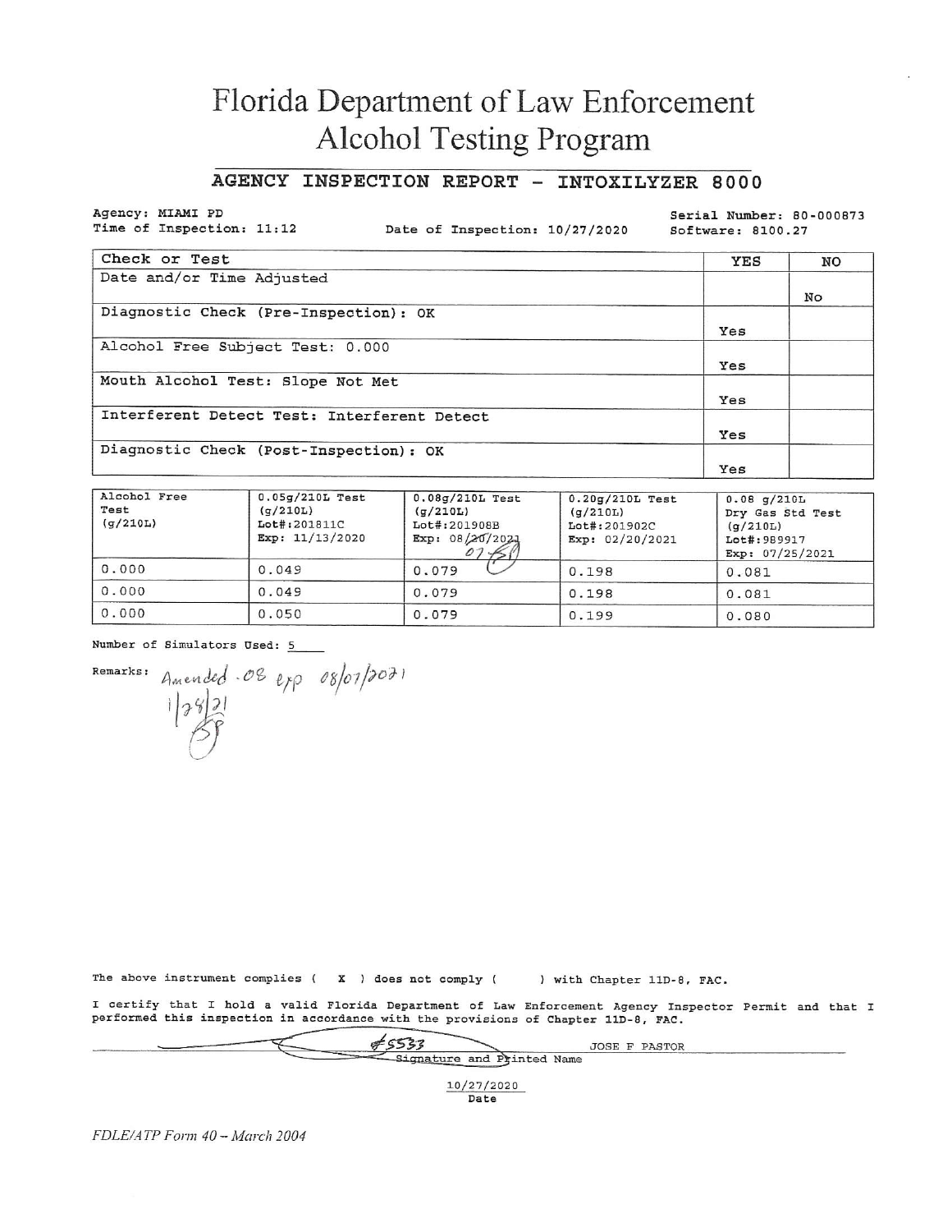# Florida Department of Law Enforcement
# Alcohol Testing Program

## AGENCY INSPECTION REPORT - INTOXILYZER 8000

Agency: MIAMI PD
Time of Inspection: 11:12
Date of Inspection: 10/27/2020
Serial Number: 80-000873
Software: 8100.27

| Check or Test | YES | NO |
|---|---|---|
| Date and/or Time Adjusted | | No |
| Diagnostic Check (Pre-Inspection): OK | Yes | |
| Alcohol Free Subject Test: 0.000 | Yes | |
| Mouth Alcohol Test: Slope Not Met | Yes | |
| Interferent Detect Test: Interferent Detect | Yes | |
| Diagnostic Check (Post-Inspection): OK | Yes | |

| Alcohol Free Test (g/210L) | 0.05g/210L Test (g/210L) Lot#:201811C Exp: 11/13/2020 | 0.08g/210L Test (g/210L) Lot#:201908B Exp: 08/~~20~~/2021 07 SP | 0.20g/210L Test (g/210L) Lot#:201902C Exp: 02/20/2021 | 0.08 g/210L Dry Gas Std Test (g/210L) Lot#:989917 Exp: 07/25/2021 |
|---|---|---|---|---|
| 0.000 | 0.049 | 0.079 | 0.198 | 0.081 |
| 0.000 | 0.049 | 0.079 | 0.198 | 0.081 |
| 0.000 | 0.050 | 0.079 | 0.199 | 0.080 |

Number of Simulators Used: 5

Remarks: Amended .08 exp 08/07/2021
1/28/21
SP

The above instrument complies ( X ) does not comply ( ) with Chapter 11D-8, FAC.

I certify that I hold a valid Florida Department of Law Enforcement Agency Inspector Permit and that I performed this inspection in accordance with the provisions of Chapter 11D-8, FAC.

#5533 JOSE F PASTOR
Signature and Printed Name

10/27/2020
Date

*FDLE/ATP Form 40 – March 2004*